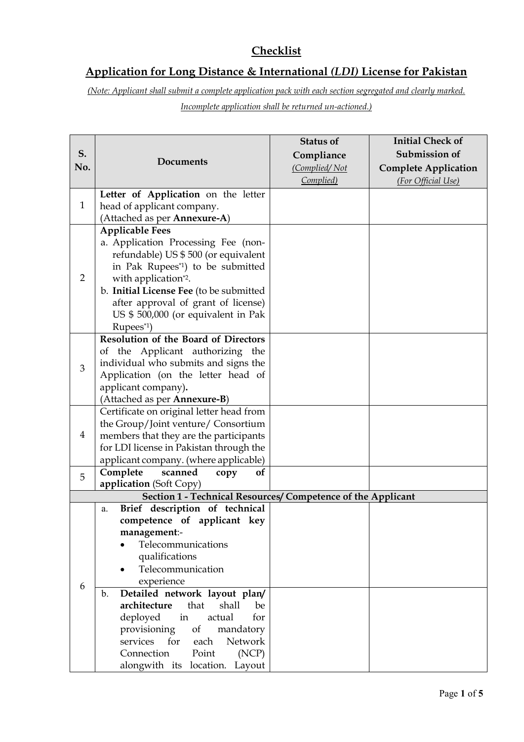# Checklist

## Application for Long Distance & International *(LDI)* License for Pakistan

*(Note: Applicant shall submit a complete application pack with each section segregated and clearly marked. Incomplete application shall be returned un-actioned.)*

| S. No. | Documents | Status of Compliance *(Complied/ Not Complied)* | Initial Check of Submission of Complete Application *(For Official Use)* |
|---|---|---|---|
| 1 | **Letter of Application** on the letter head of applicant company. (Attached as per **Annexure-A**) | | |
| 2 | **Applicable Fees**<br>a. Application Processing Fee (non-refundable) US $ 500 (or equivalent in Pak Rupees[*1]) to be submitted with application[*2].<br>b. **Initial License Fee** (to be submitted after approval of grant of license) US $ 500,000 (or equivalent in Pak Rupees[*1]) | | |
| 3 | **Resolution of the Board of Directors** of the Applicant authorizing the individual who submits and signs the Application (on the letter head of applicant company)**.** (Attached as per **Annexure-B**) | | |
| 4 | Certificate on original letter head from the Group/Joint venture/ Consortium members that they are the participants for LDI license in Pakistan through the applicant company. (where applicable) | | |
| 5 | **Complete scanned copy of application** (Soft Copy) | | |
| | **Section 1 - Technical Resources/ Competence of the Applicant** | | |
| 6 | a. **Brief description of technical competence of applicant key management**:-<br>• Telecommunications qualifications<br>• Telecommunication experience | | |
| | b. **Detailed network layout plan/ architecture** that shall be deployed in actual for provisioning of mandatory services for each Network Connection Point (NCP) alongwith its location. Layout | | |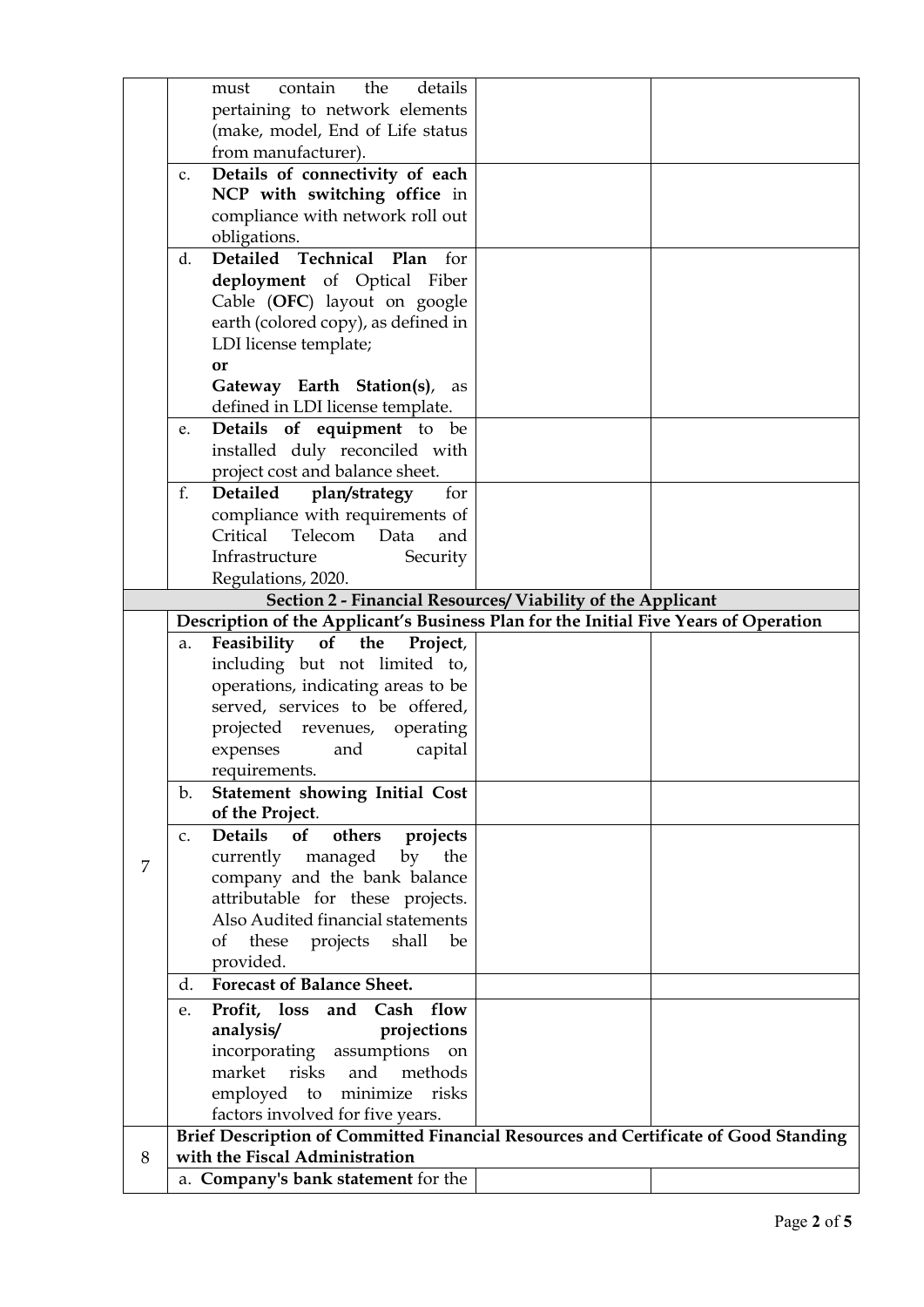| | | | |
|---|---|---|---|
| | must contain the details pertaining to network elements (make, model, End of Life status from manufacturer). | | |
| | c. **Details of connectivity of each NCP with switching office** in compliance with network roll out obligations. | | |
| | d. **Detailed Technical Plan** for **deployment** of Optical Fiber Cable (**OFC**) layout on google earth (colored copy), as defined in LDI license template;<br>**or**<br>**Gateway Earth Station(s)**, as defined in LDI license template. | | |
| | e. **Details of equipment** to be installed duly reconciled with project cost and balance sheet. | | |
| | f. **Detailed plan/strategy** for compliance with requirements of Critical Telecom Data and Infrastructure Security Regulations, 2020. | | |
| **Section 2 - Financial Resources/ Viability of the Applicant** | | | |
| 7 | **Description of the Applicant's Business Plan for the Initial Five Years of Operation** | | |
| | a. **Feasibility of the Project**, including but not limited to, operations, indicating areas to be served, services to be offered, projected revenues, operating expenses and capital requirements. | | |
| | b. **Statement showing Initial Cost of the Project**. | | |
| | c. **Details of others projects** currently managed by the company and the bank balance attributable for these projects. Also Audited financial statements of these projects shall be provided. | | |
| | d. **Forecast of Balance Sheet.** | | |
| | e. **Profit, loss and Cash flow analysis/ projections** incorporating assumptions on market risks and methods employed to minimize risks factors involved for five years. | | |
| 8 | **Brief Description of Committed Financial Resources and Certificate of Good Standing with the Fiscal Administration** | | |
| | a. **Company's bank statement** for the | | |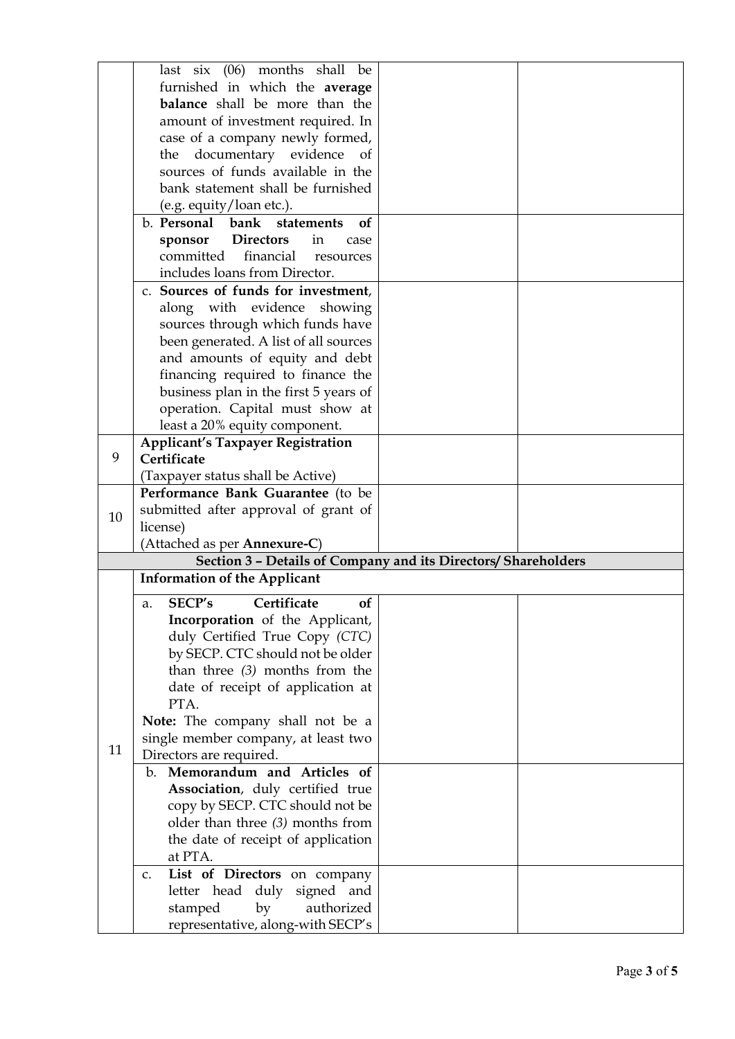| | | | |
|---|---|---|---|
| | last six (06) months shall be furnished in which the **average balance** shall be more than the amount of investment required. In case of a company newly formed, the documentary evidence of sources of funds available in the bank statement shall be furnished (e.g. equity/loan etc.). | | |
| | b. **Personal bank statements of sponsor Directors** in case committed financial resources includes loans from Director. | | |
| | c. **Sources of funds for investment**, along with evidence showing sources through which funds have been generated. A list of all sources and amounts of equity and debt financing required to finance the business plan in the first 5 years of operation. Capital must show at least a 20% equity component. | | |
| 9 | **Applicant's Taxpayer Registration Certificate** (Taxpayer status shall be Active) | | |
| 10 | **Performance Bank Guarantee** (to be submitted after approval of grant of license) (Attached as per **Annexure-C**) | | |
| **Section 3 – Details of Company and its Directors/ Shareholders** | | | |
| 11 | **Information of the Applicant** | | |
| | a. **SECP's Certificate of Incorporation** of the Applicant, duly Certified True Copy *(CTC)* by SECP. CTC should not be older than three *(3)* months from the date of receipt of application at PTA. **Note:** The company shall not be a single member company, at least two Directors are required. | | |
| | b. **Memorandum and Articles of Association**, duly certified true copy by SECP. CTC should not be older than three *(3)* months from the date of receipt of application at PTA. | | |
| | c. **List of Directors** on company letter head duly signed and stamped by authorized representative, along-with SECP's | | |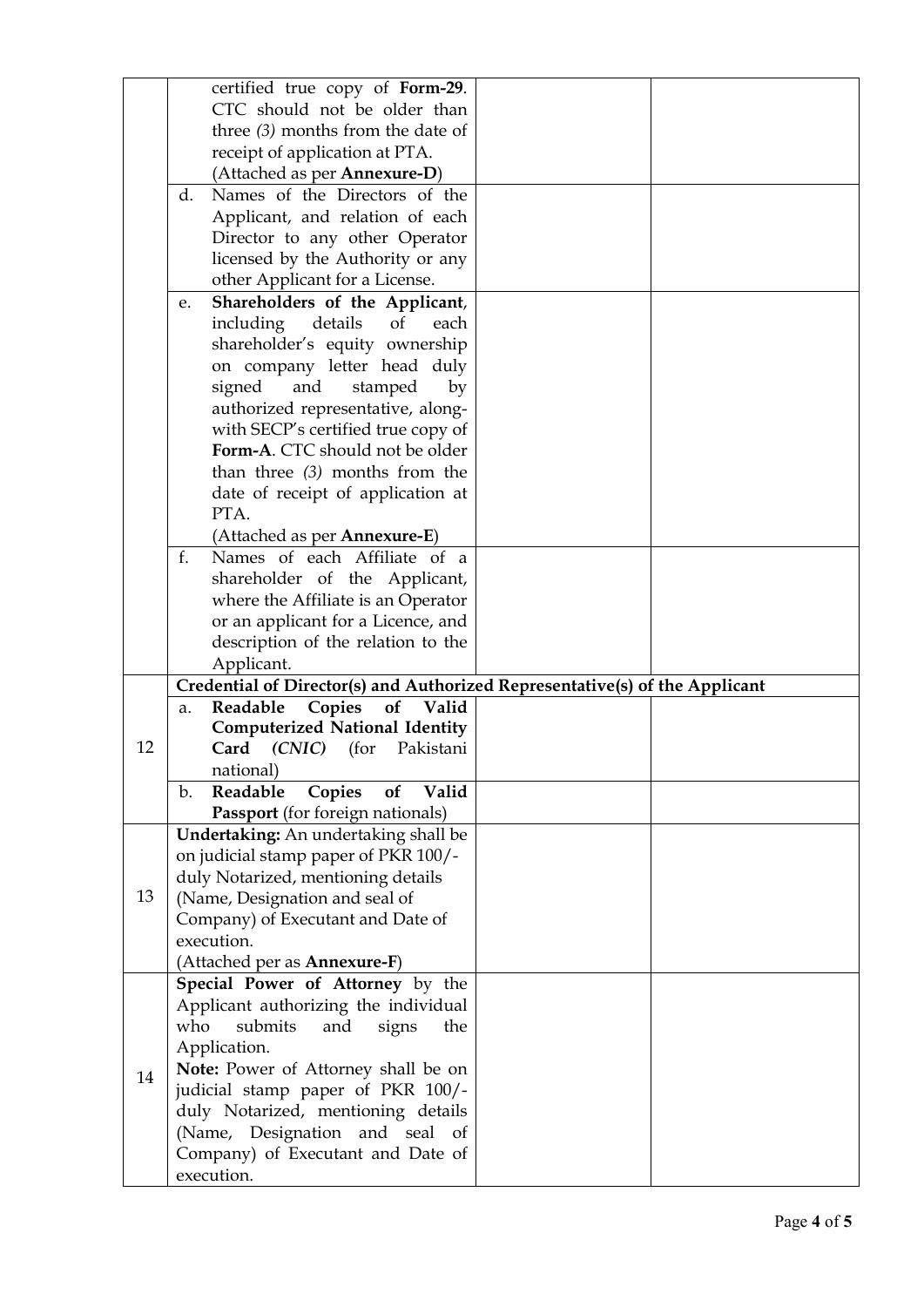| | | | |
|---|---|---|---|
| | certified true copy of **Form-29**. CTC should not be older than three *(3)* months from the date of receipt of application at PTA. (Attached as per **Annexure-D**) | | |
| | d. Names of the Directors of the Applicant, and relation of each Director to any other Operator licensed by the Authority or any other Applicant for a License. | | |
| | e. **Shareholders of the Applicant**, including details of each shareholder's equity ownership on company letter head duly signed and stamped by authorized representative, along-with SECP's certified true copy of **Form-A**. CTC should not be older than three *(3)* months from the date of receipt of application at PTA. (Attached as per **Annexure-E**) | | |
| | f. Names of each Affiliate of a shareholder of the Applicant, where the Affiliate is an Operator or an applicant for a Licence, and description of the relation to the Applicant. | | |
| 12 | **Credential of Director(s) and Authorized Representative(s) of the Applicant** | | |
| | a. **Readable Copies of Valid Computerized National Identity Card** ***(CNIC)*** (for Pakistani national) | | |
| | b. **Readable Copies of Valid Passport** (for foreign nationals) | | |
| 13 | **Undertaking:** An undertaking shall be on judicial stamp paper of PKR 100/- duly Notarized, mentioning details (Name, Designation and seal of Company) of Executant and Date of execution. (Attached per as **Annexure-F**) | | |
| 14 | **Special Power of Attorney** by the Applicant authorizing the individual who submits and signs the Application. **Note:** Power of Attorney shall be on judicial stamp paper of PKR 100/- duly Notarized, mentioning details (Name, Designation and seal of Company) of Executant and Date of execution. | | |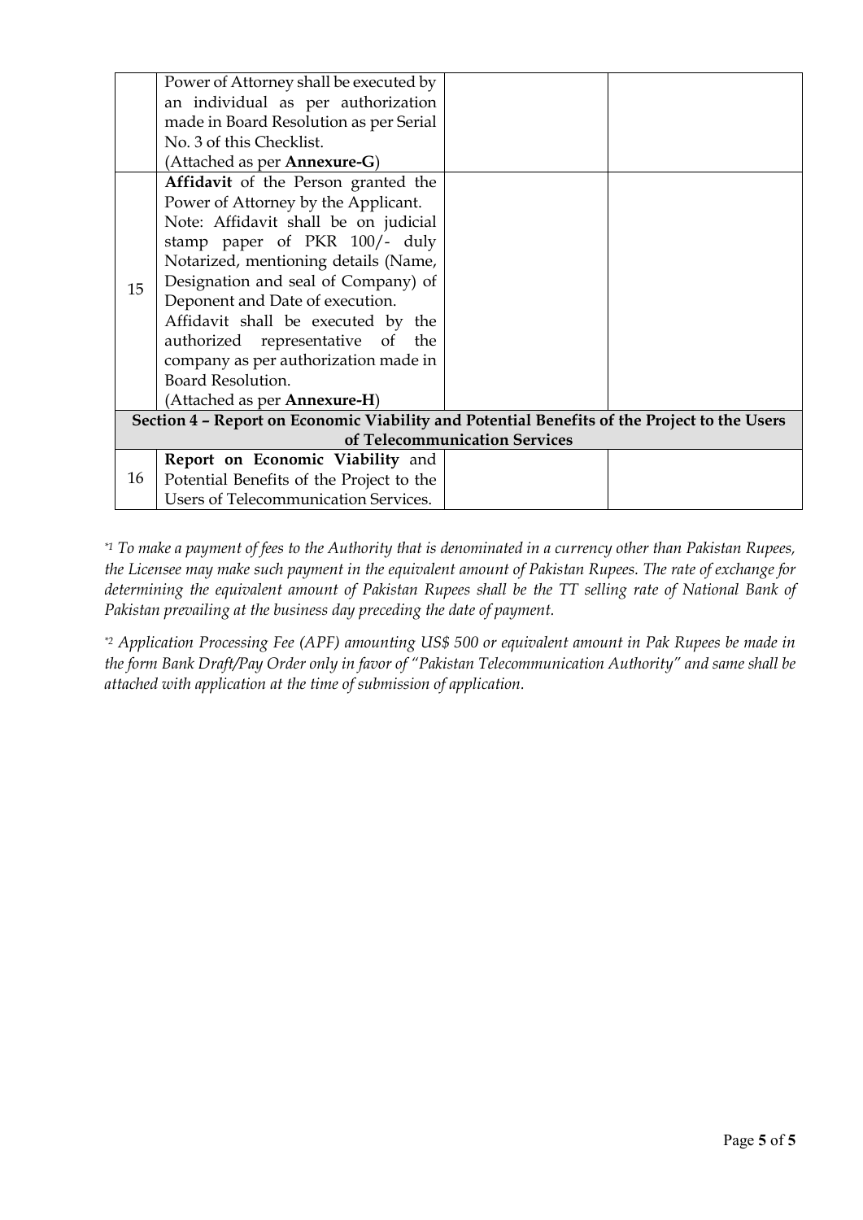|  |  |  |  |
|---|---|---|---|
|  | Power of Attorney shall be executed by an individual as per authorization made in Board Resolution as per Serial No. 3 of this Checklist.<br>(Attached as per **Annexure-G**) |  |  |
| 15 | **Affidavit** of the Person granted the Power of Attorney by the Applicant.<br>Note: Affidavit shall be on judicial stamp paper of PKR 100/- duly Notarized, mentioning details (Name, Designation and seal of Company) of Deponent and Date of execution.<br>Affidavit shall be executed by the authorized representative of the company as per authorization made in Board Resolution.<br>(Attached as per **Annexure-H**) |  |  |
| **Section 4 – Report on Economic Viability and Potential Benefits of the Project to the Users of Telecommunication Services** |  |  |  |
| 16 | **Report on Economic Viability** and Potential Benefits of the Project to the Users of Telecommunication Services. |  |  |

*[*1] To make a payment of fees to the Authority that is denominated in a currency other than Pakistan Rupees, the Licensee may make such payment in the equivalent amount of Pakistan Rupees. The rate of exchange for determining the equivalent amount of Pakistan Rupees shall be the TT selling rate of National Bank of Pakistan prevailing at the business day preceding the date of payment.*

*[*2] Application Processing Fee (APF) amounting US$ 500 or equivalent amount in Pak Rupees be made in the form Bank Draft/Pay Order only in favor of "Pakistan Telecommunication Authority" and same shall be attached with application at the time of submission of application.*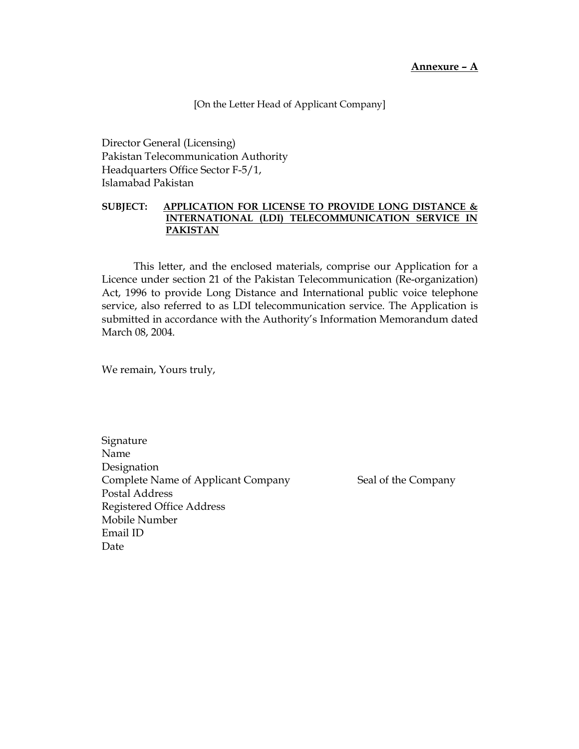**<u>Annexure – A</u>**

[On the Letter Head of Applicant Company]

Director General (Licensing)
Pakistan Telecommunication Authority
Headquarters Office Sector F-5/1,
Islamabad Pakistan

**SUBJECT: <u>APPLICATION FOR LICENSE TO PROVIDE LONG DISTANCE & INTERNATIONAL (LDI) TELECOMMUNICATION SERVICE IN PAKISTAN</u>**

This letter, and the enclosed materials, comprise our Application for a Licence under section 21 of the Pakistan Telecommunication (Re-organization) Act, 1996 to provide Long Distance and International public voice telephone service, also referred to as LDI telecommunication service. The Application is submitted in accordance with the Authority's Information Memorandum dated March 08, 2004.

We remain, Yours truly,

Signature
Name
Designation
Complete Name of Applicant Company
Postal Address
Registered Office Address
Mobile Number
Email ID
Date

Seal of the Company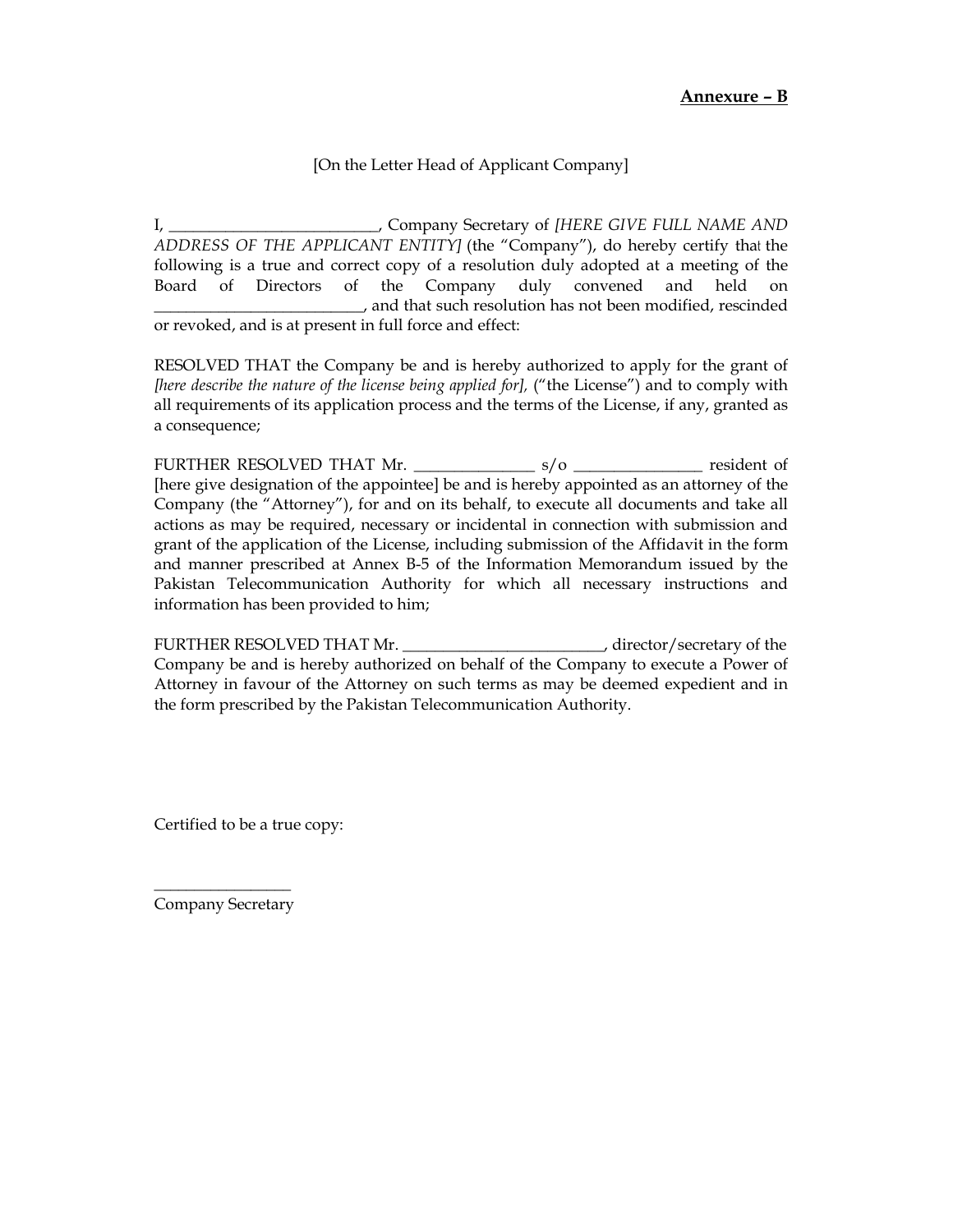**Annexure – B**

[On the Letter Head of Applicant Company]

I, __________________________, Company Secretary of *[HERE GIVE FULL NAME AND ADDRESS OF THE APPLICANT ENTITY]* (the "Company"), do hereby certify that the following is a true and correct copy of a resolution duly adopted at a meeting of the Board of Directors of the Company duly convened and held on __________________________, and that such resolution has not been modified, rescinded or revoked, and is at present in full force and effect:

RESOLVED THAT the Company be and is hereby authorized to apply for the grant of *[here describe the nature of the license being applied for],* ("the License") and to comply with all requirements of its application process and the terms of the License, if any, granted as a consequence;

FURTHER RESOLVED THAT Mr. _______________ s/o ________________ resident of [here give designation of the appointee] be and is hereby appointed as an attorney of the Company (the "Attorney"), for and on its behalf, to execute all documents and take all actions as may be required, necessary or incidental in connection with submission and grant of the application of the License, including submission of the Affidavit in the form and manner prescribed at Annex B-5 of the Information Memorandum issued by the Pakistan Telecommunication Authority for which all necessary instructions and information has been provided to him;

FURTHER RESOLVED THAT Mr. _________________________, director/secretary of the Company be and is hereby authorized on behalf of the Company to execute a Power of Attorney in favour of the Attorney on such terms as may be deemed expedient and in the form prescribed by the Pakistan Telecommunication Authority.

Certified to be a true copy:

_________________
Company Secretary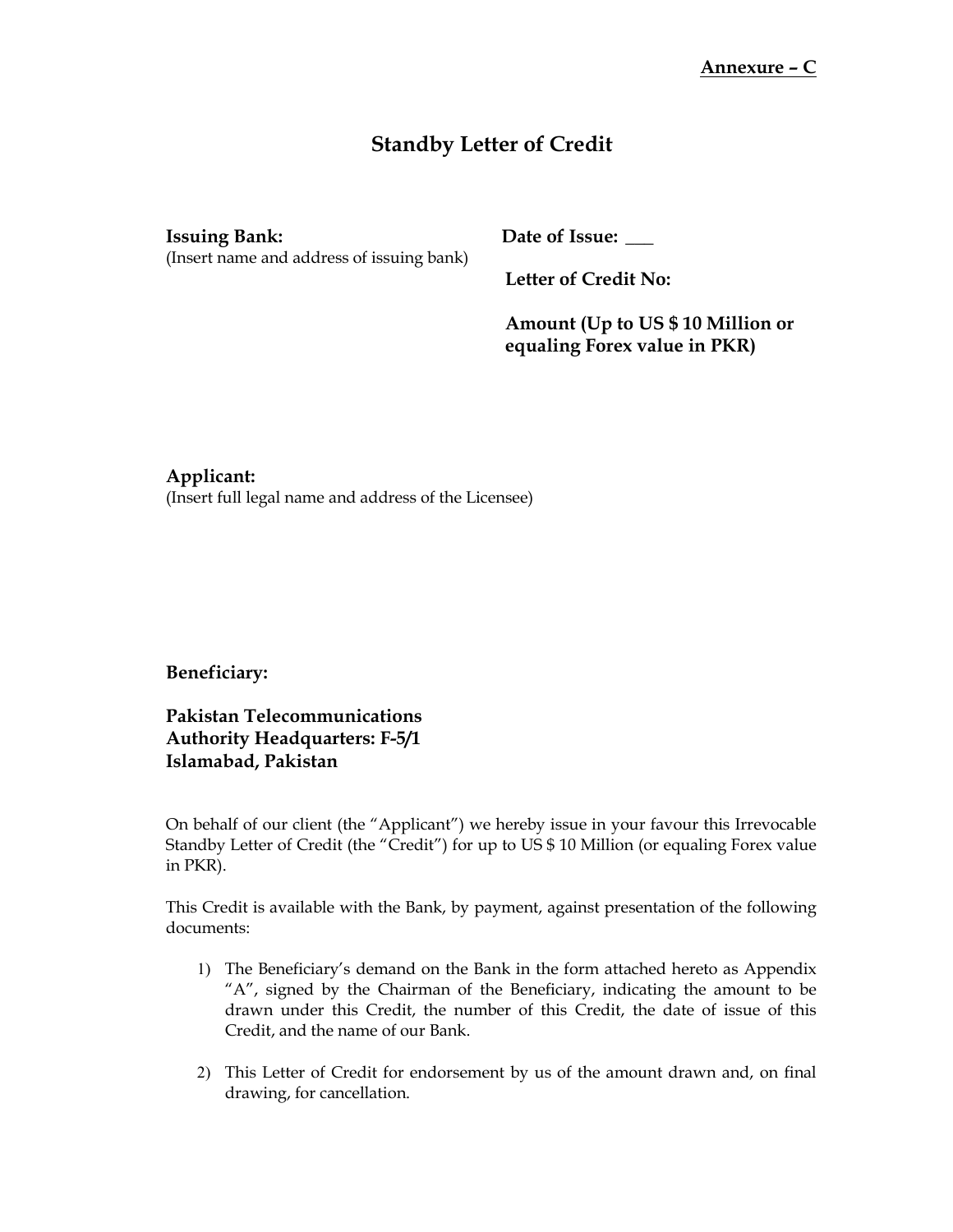**Annexure – C**

# Standby Letter of Credit

**Issuing Bank:**
(Insert name and address of issuing bank)

**Date of Issue:** ___

**Letter of Credit No:**

**Amount (Up to US $ 10 Million or equaling Forex value in PKR)**

**Applicant:**
(Insert full legal name and address of the Licensee)

**Beneficiary:**

**Pakistan Telecommunications Authority Headquarters: F-5/1 Islamabad, Pakistan**

On behalf of our client (the "Applicant") we hereby issue in your favour this Irrevocable Standby Letter of Credit (the "Credit") for up to US $ 10 Million (or equaling Forex value in PKR).

This Credit is available with the Bank, by payment, against presentation of the following documents:

1) The Beneficiary's demand on the Bank in the form attached hereto as Appendix "A", signed by the Chairman of the Beneficiary, indicating the amount to be drawn under this Credit, the number of this Credit, the date of issue of this Credit, and the name of our Bank.

2) This Letter of Credit for endorsement by us of the amount drawn and, on final drawing, for cancellation.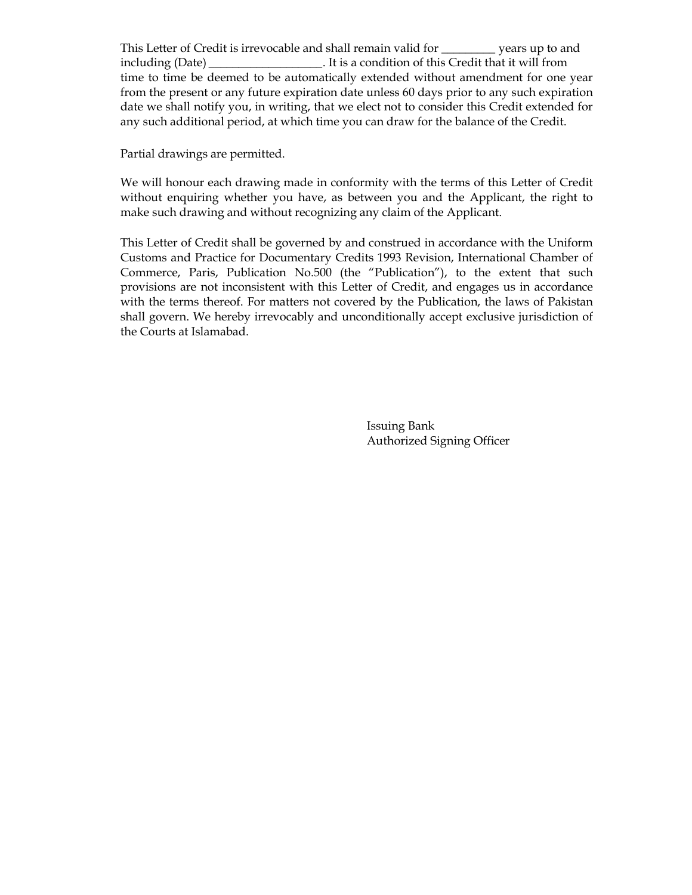This Letter of Credit is irrevocable and shall remain valid for _________ years up to and including (Date) ___________________. It is a condition of this Credit that it will from time to time be deemed to be automatically extended without amendment for one year from the present or any future expiration date unless 60 days prior to any such expiration date we shall notify you, in writing, that we elect not to consider this Credit extended for any such additional period, at which time you can draw for the balance of the Credit.

Partial drawings are permitted.

We will honour each drawing made in conformity with the terms of this Letter of Credit without enquiring whether you have, as between you and the Applicant, the right to make such drawing and without recognizing any claim of the Applicant.

This Letter of Credit shall be governed by and construed in accordance with the Uniform Customs and Practice for Documentary Credits 1993 Revision, International Chamber of Commerce, Paris, Publication No.500 (the "Publication"), to the extent that such provisions are not inconsistent with this Letter of Credit, and engages us in accordance with the terms thereof. For matters not covered by the Publication, the laws of Pakistan shall govern. We hereby irrevocably and unconditionally accept exclusive jurisdiction of the Courts at Islamabad.

Issuing Bank
Authorized Signing Officer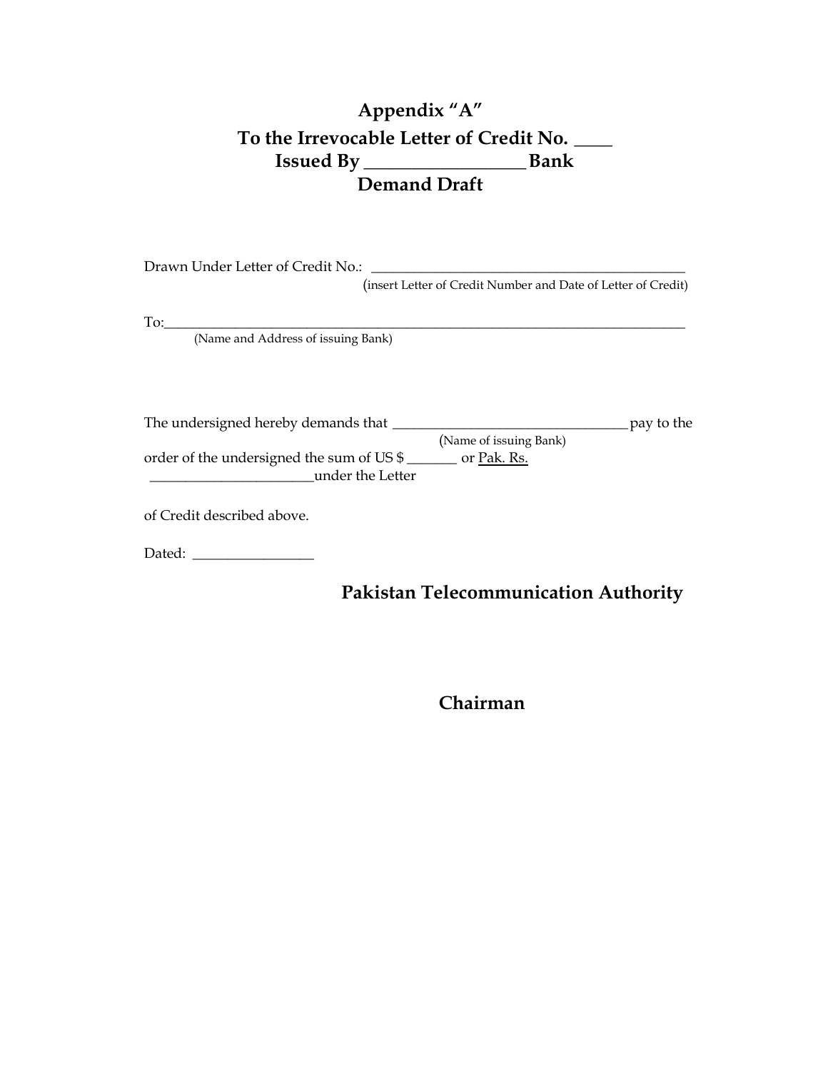# Appendix "A"
## To the Irrevocable Letter of Credit No. ____
## Issued By _________________ Bank
## Demand Draft

Drawn Under Letter of Credit No.: ___________________________________________
(insert Letter of Credit Number and Date of Letter of Credit)

To:__________________________________________________________________________
(Name and Address of issuing Bank)

The undersigned hereby demands that ________________________________ pay to the
(Name of issuing Bank)
order of the undersigned the sum of US $ _______ or Pak. Rs.
_______________________under the Letter

of Credit described above.

Dated: ________________

**Pakistan Telecommunication Authority**

**Chairman**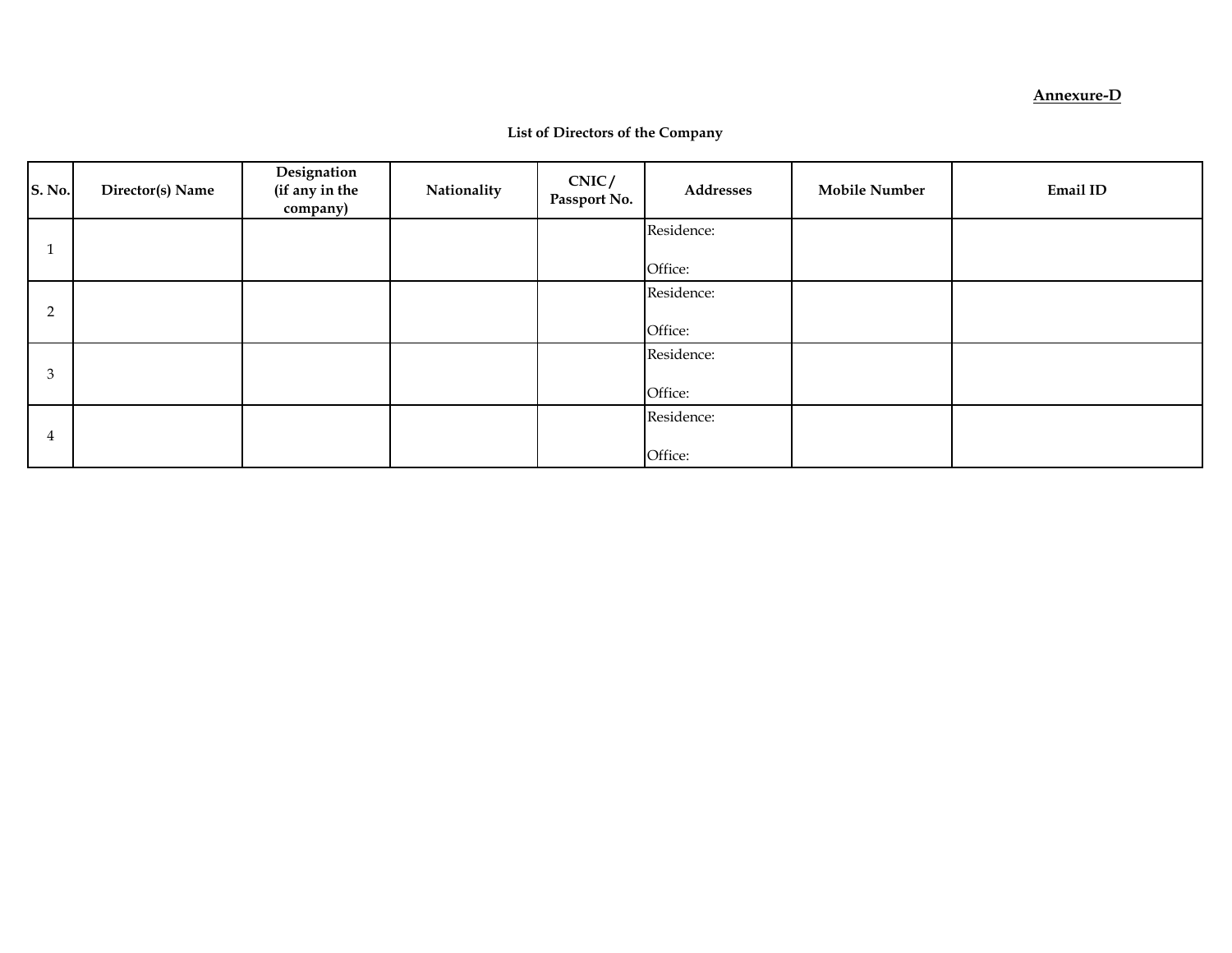**Annexure-D**

**List of Directors of the Company**

| S. No. | Director(s) Name | Designation (if any in the company) | Nationality | CNIC / Passport No. | Addresses | Mobile Number | Email ID |
|---|---|---|---|---|---|---|---|
| 1 | | | | | Residence:<br><br>Office: | | |
| 2 | | | | | Residence:<br><br>Office: | | |
| 3 | | | | | Residence:<br><br>Office: | | |
| 4 | | | | | Residence:<br><br>Office: | | |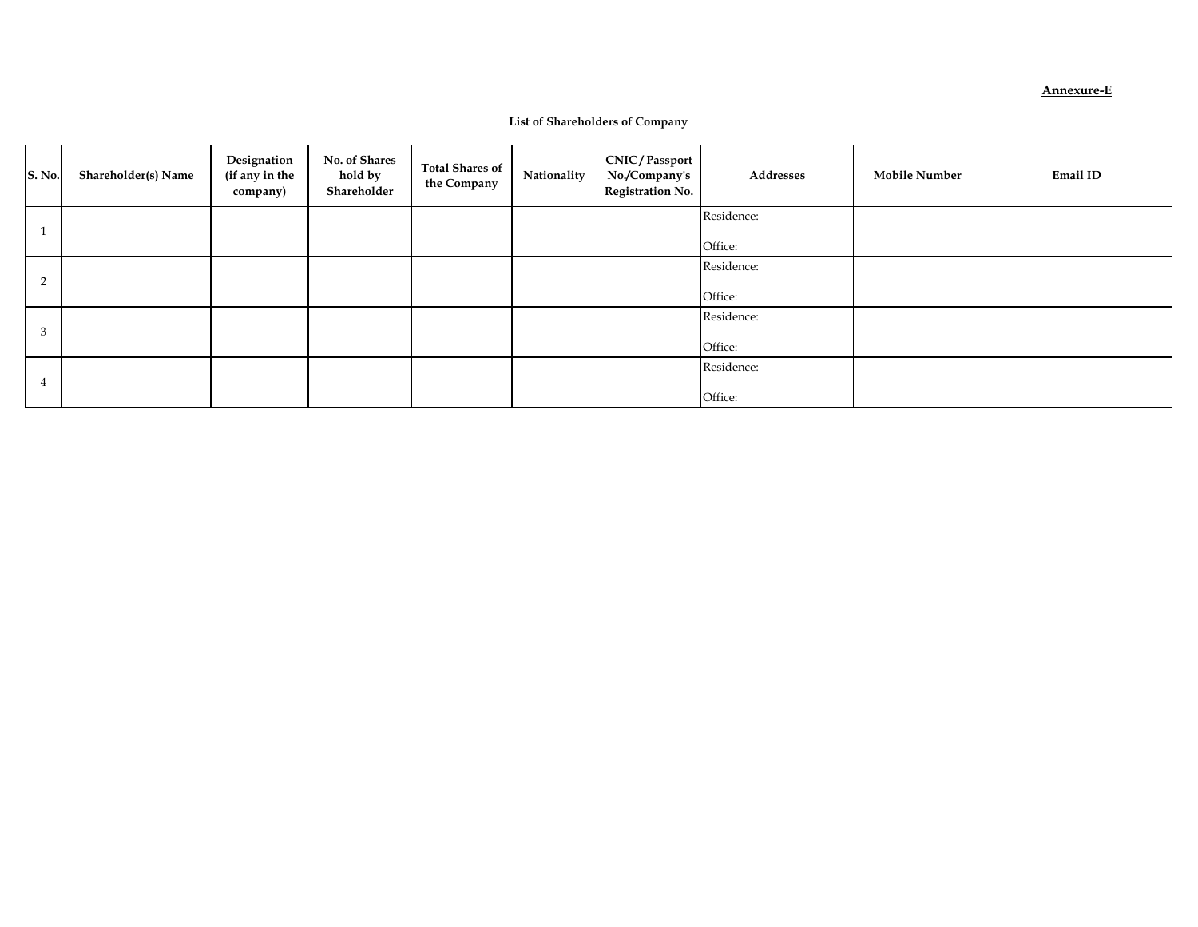**Annexure-E**

**List of Shareholders of Company**

| S. No. | Shareholder(s) Name | Designation (if any in the company) | No. of Shares hold by Shareholder | Total Shares of the Company | Nationality | CNIC / Passport No./Company's Registration No. | Addresses | Mobile Number | Email ID |
|---|---|---|---|---|---|---|---|---|---|
| 1 | | | | | | | Residence:<br><br>Office: | | |
| 2 | | | | | | | Residence:<br><br>Office: | | |
| 3 | | | | | | | Residence:<br><br>Office: | | |
| 4 | | | | | | | Residence:<br><br>Office: | | |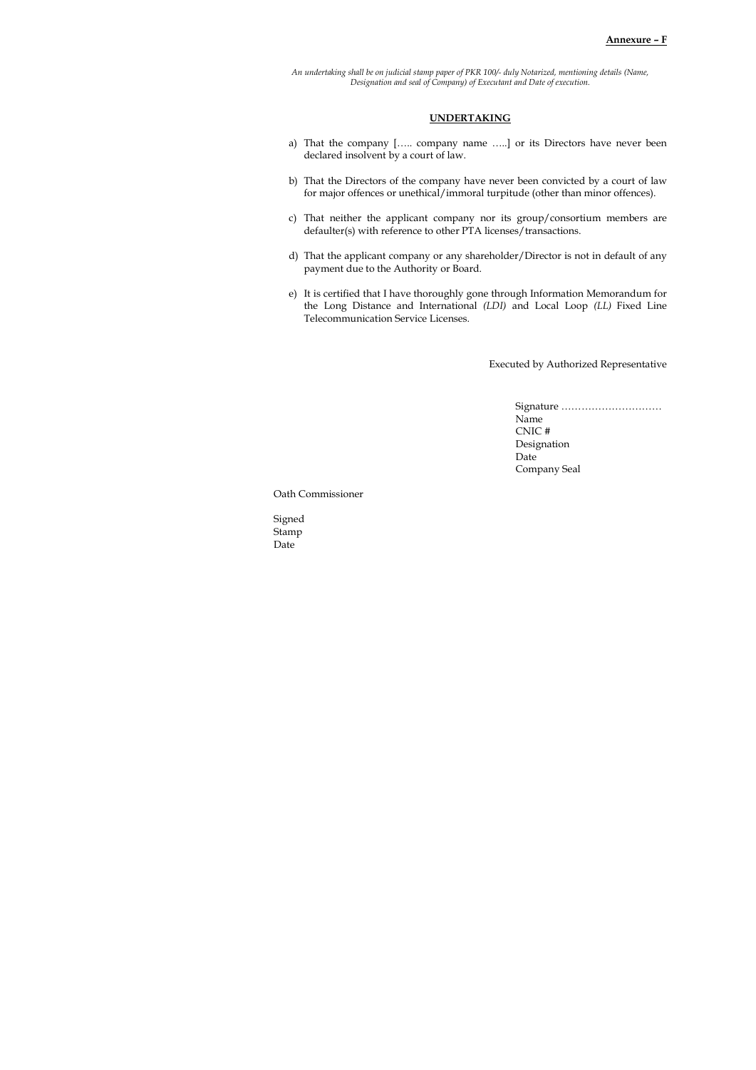**Annexure – F**

*An undertaking shall be on judicial stamp paper of PKR 100/- duly Notarized, mentioning details (Name, Designation and seal of Company) of Executant and Date of execution.*

## UNDERTAKING

a) That the company [….. company name …..] or its Directors have never been declared insolvent by a court of law.

b) That the Directors of the company have never been convicted by a court of law for major offences or unethical/immoral turpitude (other than minor offences).

c) That neither the applicant company nor its group/consortium members are defaulter(s) with reference to other PTA licenses/transactions.

d) That the applicant company or any shareholder/Director is not in default of any payment due to the Authority or Board.

e) It is certified that I have thoroughly gone through Information Memorandum for the Long Distance and International *(LDI)* and Local Loop *(LL)* Fixed Line Telecommunication Service Licenses.

Executed by Authorized Representative

Signature …………………………
Name
CNIC #
Designation
Date
Company Seal

Oath Commissioner

Signed
Stamp
Date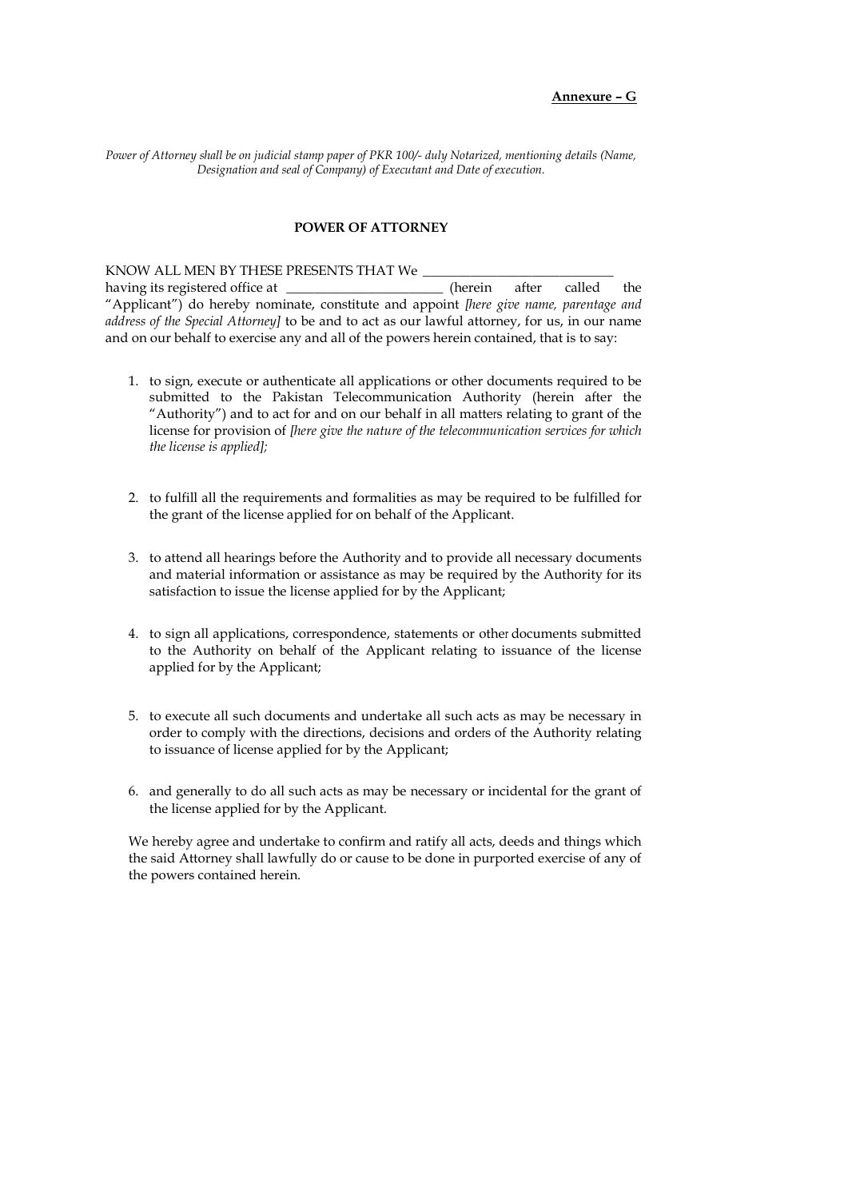**Annexure – G**

*Power of Attorney shall be on judicial stamp paper of PKR 100/- duly Notarized, mentioning details (Name, Designation and seal of Company) of Executant and Date of execution.*

**POWER OF ATTORNEY**

KNOW ALL MEN BY THESE PRESENTS THAT We ____________________________ having its registered office at _______________________ (herein after called the "Applicant") do hereby nominate, constitute and appoint *[here give name, parentage and address of the Special Attorney]* to be and to act as our lawful attorney, for us, in our name and on our behalf to exercise any and all of the powers herein contained, that is to say:

1. to sign, execute or authenticate all applications or other documents required to be submitted to the Pakistan Telecommunication Authority (herein after the "Authority") and to act for and on our behalf in all matters relating to grant of the license for provision of *[here give the nature of the telecommunication services for which the license is applied];*

2. to fulfill all the requirements and formalities as may be required to be fulfilled for the grant of the license applied for on behalf of the Applicant.

3. to attend all hearings before the Authority and to provide all necessary documents and material information or assistance as may be required by the Authority for its satisfaction to issue the license applied for by the Applicant;

4. to sign all applications, correspondence, statements or other documents submitted to the Authority on behalf of the Applicant relating to issuance of the license applied for by the Applicant;

5. to execute all such documents and undertake all such acts as may be necessary in order to comply with the directions, decisions and orders of the Authority relating to issuance of license applied for by the Applicant;

6. and generally to do all such acts as may be necessary or incidental for the grant of the license applied for by the Applicant.

We hereby agree and undertake to confirm and ratify all acts, deeds and things which the said Attorney shall lawfully do or cause to be done in purported exercise of any of the powers contained herein.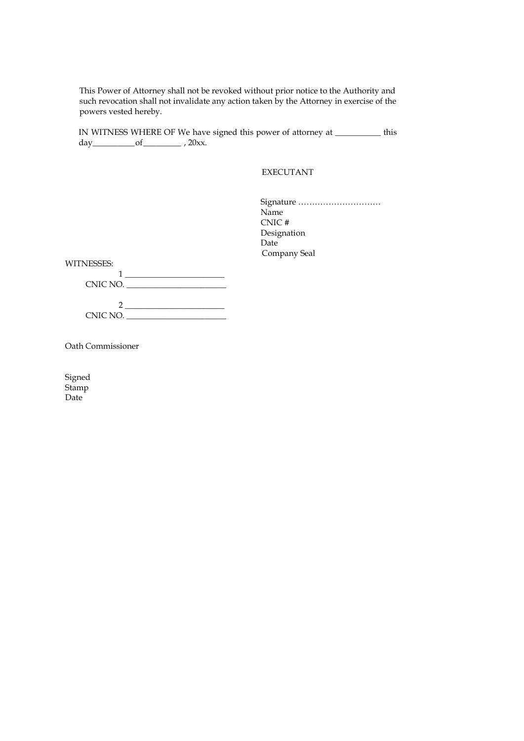This Power of Attorney shall not be revoked without prior notice to the Authority and such revocation shall not invalidate any action taken by the Attorney in exercise of the powers vested hereby.

IN WITNESS WHERE OF We have signed this power of attorney at ___________ this day__________of_________ , 20xx.

EXECUTANT

Signature …………………………  
Name  
CNIC #  
Designation  
Date  
Company Seal

WITNESSES:

1 _______________________  
CNIC NO. _______________________

2 _______________________  
CNIC NO. _______________________

Oath Commissioner

Signed  
Stamp  
Date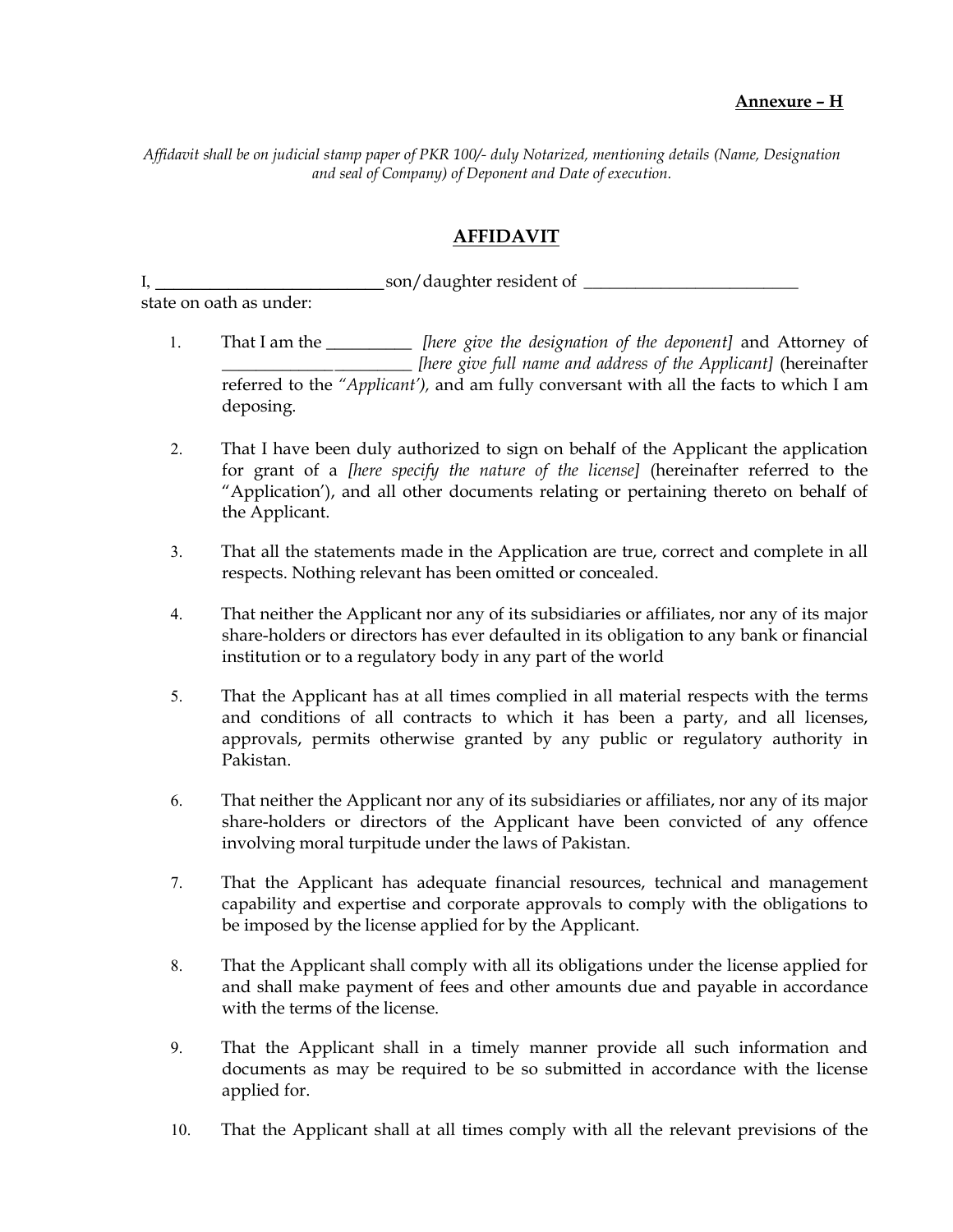**Annexure – H**

*Affidavit shall be on judicial stamp paper of PKR 100/- duly Notarized, mentioning details (Name, Designation and seal of Company) of Deponent and Date of execution.*

## AFFIDAVIT

I, ___________________________ son/daughter resident of _________________________ state on oath as under:

1. That I am the __________ *[here give the designation of the deponent]* and Attorney of ______________________ *[here give full name and address of the Applicant]* (hereinafter referred to the *"Applicant')*, and am fully conversant with all the facts to which I am deposing.

2. That I have been duly authorized to sign on behalf of the Applicant the application for grant of a *[here specify the nature of the license]* (hereinafter referred to the "Application'), and all other documents relating or pertaining thereto on behalf of the Applicant.

3. That all the statements made in the Application are true, correct and complete in all respects. Nothing relevant has been omitted or concealed.

4. That neither the Applicant nor any of its subsidiaries or affiliates, nor any of its major share-holders or directors has ever defaulted in its obligation to any bank or financial institution or to a regulatory body in any part of the world

5. That the Applicant has at all times complied in all material respects with the terms and conditions of all contracts to which it has been a party, and all licenses, approvals, permits otherwise granted by any public or regulatory authority in Pakistan.

6. That neither the Applicant nor any of its subsidiaries or affiliates, nor any of its major share-holders or directors of the Applicant have been convicted of any offence involving moral turpitude under the laws of Pakistan.

7. That the Applicant has adequate financial resources, technical and management capability and expertise and corporate approvals to comply with the obligations to be imposed by the license applied for by the Applicant.

8. That the Applicant shall comply with all its obligations under the license applied for and shall make payment of fees and other amounts due and payable in accordance with the terms of the license.

9. That the Applicant shall in a timely manner provide all such information and documents as may be required to be so submitted in accordance with the license applied for.

10. That the Applicant shall at all times comply with all the relevant previsions of the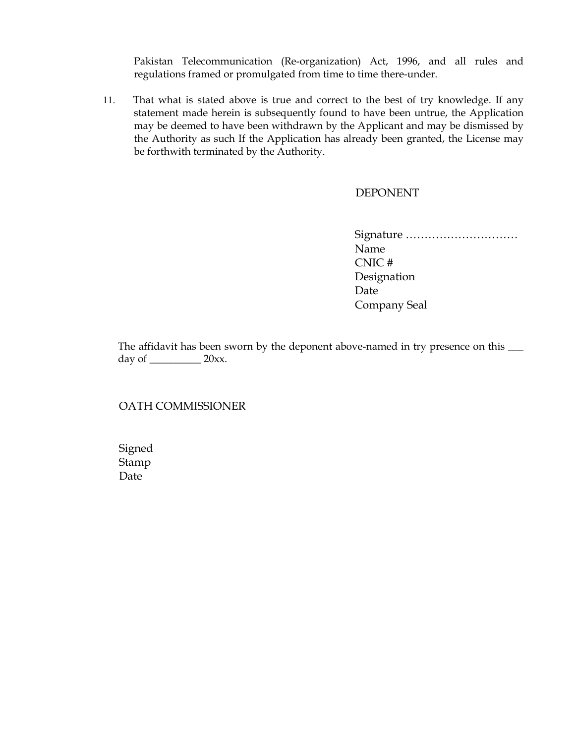Pakistan Telecommunication (Re-organization) Act, 1996, and all rules and regulations framed or promulgated from time to time there-under.

11. That what is stated above is true and correct to the best of try knowledge. If any statement made herein is subsequently found to have been untrue, the Application may be deemed to have been withdrawn by the Applicant and may be dismissed by the Authority as such If the Application has already been granted, the License may be forthwith terminated by the Authority.

DEPONENT

Signature …………………………
Name
CNIC #
Designation
Date
Company Seal

The affidavit has been sworn by the deponent above-named in try presence on this ___ day of __________ 20xx.

OATH COMMISSIONER

Signed
Stamp
Date